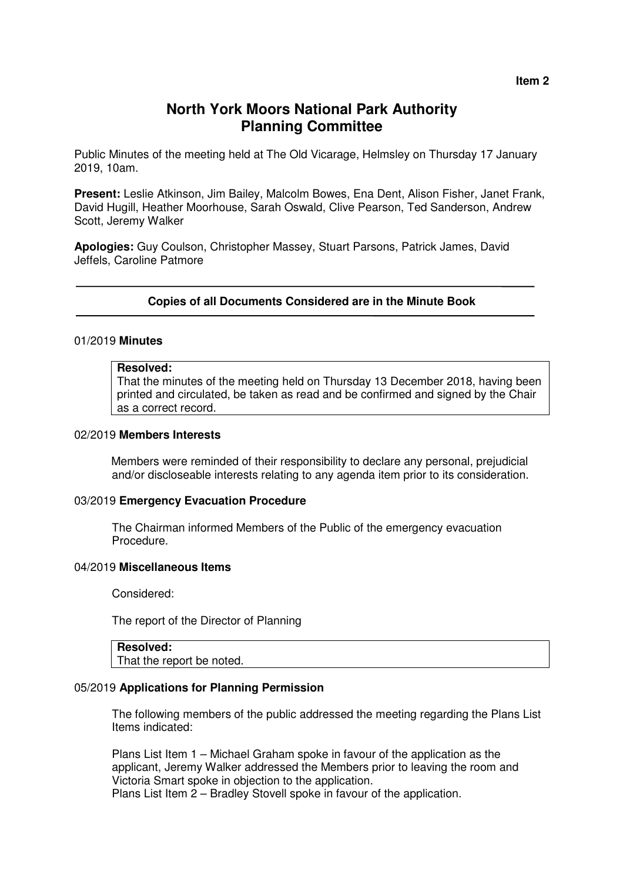**Item 2**

# North York Moors National Park Authority
# Planning Committee

Public Minutes of the meeting held at The Old Vicarage, Helmsley on Thursday 17 January 2019, 10am.

**Present:** Leslie Atkinson, Jim Bailey, Malcolm Bowes, Ena Dent, Alison Fisher, Janet Frank, David Hugill, Heather Moorhouse, Sarah Oswald, Clive Pearson, Ted Sanderson, Andrew Scott, Jeremy Walker

**Apologies:** Guy Coulson, Christopher Massey, Stuart Parsons, Patrick James, David Jeffels, Caroline Patmore

---

**Copies of all Documents Considered are in the Minute Book**

---

01/2019 **Minutes**

> **Resolved:**
> That the minutes of the meeting held on Thursday 13 December 2018, having been printed and circulated, be taken as read and be confirmed and signed by the Chair as a correct record.

02/2019 **Members Interests**

Members were reminded of their responsibility to declare any personal, prejudicial and/or discloseable interests relating to any agenda item prior to its consideration.

03/2019 **Emergency Evacuation Procedure**

The Chairman informed Members of the Public of the emergency evacuation Procedure.

04/2019 **Miscellaneous Items**

Considered:

The report of the Director of Planning

> **Resolved:**
> That the report be noted.

05/2019 **Applications for Planning Permission**

The following members of the public addressed the meeting regarding the Plans List Items indicated:

Plans List Item 1 – Michael Graham spoke in favour of the application as the applicant, Jeremy Walker addressed the Members prior to leaving the room and Victoria Smart spoke in objection to the application.
Plans List Item 2 – Bradley Stovell spoke in favour of the application.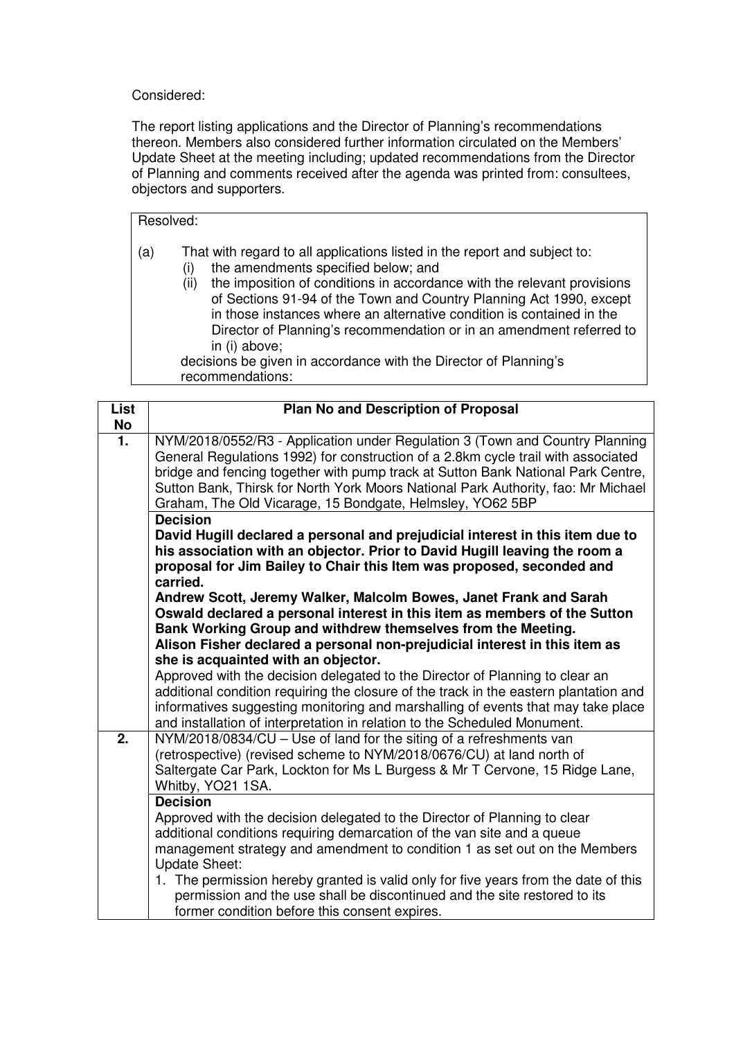Considered:

The report listing applications and the Director of Planning's recommendations thereon. Members also considered further information circulated on the Members' Update Sheet at the meeting including; updated recommendations from the Director of Planning and comments received after the agenda was printed from: consultees, objectors and supporters.

| Resolved: |
|---|
| (a) That with regard to all applications listed in the report and subject to:<br>(i) the amendments specified below; and<br>(ii) the imposition of conditions in accordance with the relevant provisions of Sections 91-94 of the Town and Country Planning Act 1990, except in those instances where an alternative condition is contained in the Director of Planning's recommendation or in an amendment referred to in (i) above;<br>decisions be given in accordance with the Director of Planning's recommendations: |

| List No | Plan No and Description of Proposal |
|---|---|
| 1. | NYM/2018/0552/R3 - Application under Regulation 3 (Town and Country Planning General Regulations 1992) for construction of a 2.8km cycle trail with associated bridge and fencing together with pump track at Sutton Bank National Park Centre, Sutton Bank, Thirsk for North York Moors National Park Authority, fao: Mr Michael Graham, The Old Vicarage, 15 Bondgate, Helmsley, YO62 5BP |
| | **Decision**<br>**David Hugill declared a personal and prejudicial interest in this item due to his association with an objector. Prior to David Hugill leaving the room a proposal for Jim Bailey to Chair this Item was proposed, seconded and carried.**<br>**Andrew Scott, Jeremy Walker, Malcolm Bowes, Janet Frank and Sarah Oswald declared a personal interest in this item as members of the Sutton Bank Working Group and withdrew themselves from the Meeting.**<br>**Alison Fisher declared a personal non-prejudicial interest in this item as she is acquainted with an objector.**<br>Approved with the decision delegated to the Director of Planning to clear an additional condition requiring the closure of the track in the eastern plantation and informatives suggesting monitoring and marshalling of events that may take place and installation of interpretation in relation to the Scheduled Monument. |
| 2. | NYM/2018/0834/CU – Use of land for the siting of a refreshments van (retrospective) (revised scheme to NYM/2018/0676/CU) at land north of Saltergate Car Park, Lockton for Ms L Burgess & Mr T Cervone, 15 Ridge Lane, Whitby, YO21 1SA. |
| | **Decision**<br>Approved with the decision delegated to the Director of Planning to clear additional conditions requiring demarcation of the van site and a queue management strategy and amendment to condition 1 as set out on the Members Update Sheet:<br>1. The permission hereby granted is valid only for five years from the date of this permission and the use shall be discontinued and the site restored to its former condition before this consent expires. |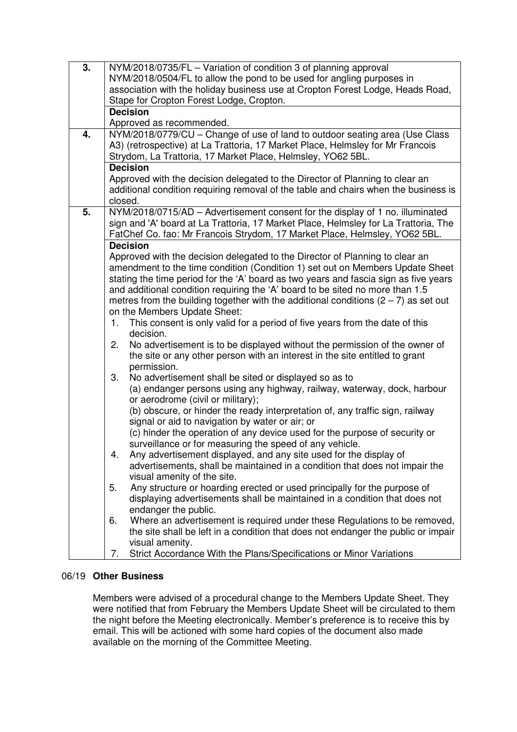| | |
|---|---|
| **3.** | NYM/2018/0735/FL – Variation of condition 3 of planning approval NYM/2018/0504/FL to allow the pond to be used for angling purposes in association with the holiday business use at Cropton Forest Lodge, Heads Road, Stape for Cropton Forest Lodge, Cropton. |
| | **Decision**<br>Approved as recommended. |
| **4.** | NYM/2018/0779/CU – Change of use of land to outdoor seating area (Use Class A3) (retrospective) at La Trattoria, 17 Market Place, Helmsley for Mr Francois Strydom, La Trattoria, 17 Market Place, Helmsley, YO62 5BL. |
| | **Decision**<br>Approved with the decision delegated to the Director of Planning to clear an additional condition requiring removal of the table and chairs when the business is closed. |
| **5.** | NYM/2018/0715/AD – Advertisement consent for the display of 1 no. illuminated sign and 'A' board at La Trattoria, 17 Market Place, Helmsley for La Trattoria, The FatChef Co. fao: Mr Francois Strydom, 17 Market Place, Helmsley, YO62 5BL. |
| | **Decision**<br>Approved with the decision delegated to the Director of Planning to clear an amendment to the time condition (Condition 1) set out on Members Update Sheet stating the time period for the 'A' board as two years and fascia sign as five years and additional condition requiring the 'A' board to be sited no more than 1.5 metres from the building together with the additional conditions (2 – 7) as set out on the Members Update Sheet:<br>1. This consent is only valid for a period of five years from the date of this decision.<br>2. No advertisement is to be displayed without the permission of the owner of the site or any other person with an interest in the site entitled to grant permission.<br>3. No advertisement shall be sited or displayed so as to<br>(a) endanger persons using any highway, railway, waterway, dock, harbour or aerodrome (civil or military);<br>(b) obscure, or hinder the ready interpretation of, any traffic sign, railway signal or aid to navigation by water or air; or<br>(c) hinder the operation of any device used for the purpose of security or surveillance or for measuring the speed of any vehicle.<br>4. Any advertisement displayed, and any site used for the display of advertisements, shall be maintained in a condition that does not impair the visual amenity of the site.<br>5. Any structure or hoarding erected or used principally for the purpose of displaying advertisements shall be maintained in a condition that does not endanger the public.<br>6. Where an advertisement is required under these Regulations to be removed, the site shall be left in a condition that does not endanger the public or impair visual amenity.<br>7. Strict Accordance With the Plans/Specifications or Minor Variations |

## 06/19 **Other Business**

Members were advised of a procedural change to the Members Update Sheet. They were notified that from February the Members Update Sheet will be circulated to them the night before the Meeting electronically. Member's preference is to receive this by email. This will be actioned with some hard copies of the document also made available on the morning of the Committee Meeting.